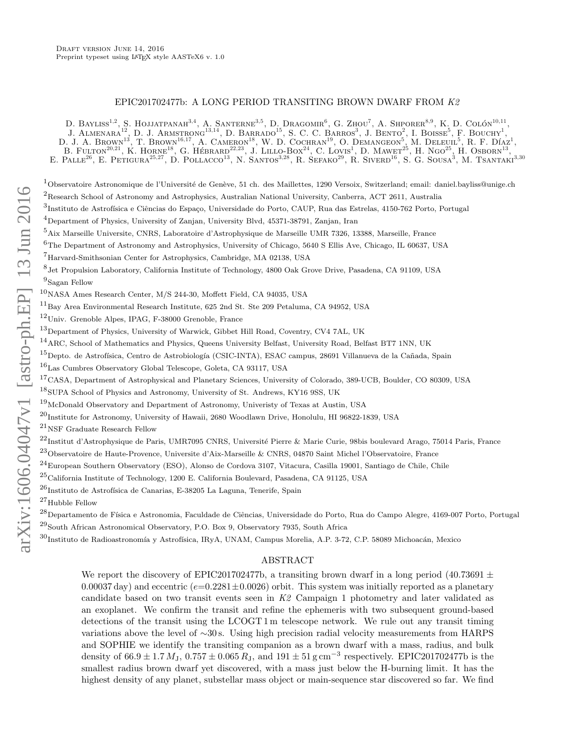Draft version June 14, 2016
Preprint typeset using LaTeX style AASTeX6 v. 1.0

# EPIC201702477b: A LONG PERIOD TRANSITING BROWN DWARF FROM *K2*

D. Bayliss[1,2], S. Hojjatpanah[3,4], A. Santerne[3,5], D. Dragomir[6], G. Zhou[7], A. Shporer[8,9], K. D. Colón[10,11], J. Almenara[12], D. J. Armstrong[13,14], D. Barrado[15], S. C. C. Barros[3], J. Bento[2], I. Boisse[5], F. Bouchy[1], D. J. A. Brown[13], T. Brown[16,17], A. Cameron[18], W. D. Cochran[19], O. Demangeon[5], M. Deleuil[5], R. F. Díaz[1], B. Fulton[20,21], K. Horne[18], G. Hébrard[22,23], J. Lillo-Box[24], C. Lovis[1], D. Mawet[25], H. Ngo[25], H. Osborn[13], E. Palle[26], E. Petigura[25,27], D. Pollacco[13], N. Santos[3,28], R. Sefako[29], R. Siverd[16], S. G. Sousa[3], M. Tsantaki[3,30]

[1]Observatoire Astronomique de l'Université de Genève, 51 ch. des Maillettes, 1290 Versoix, Switzerland; email: daniel.bayliss@unige.ch
[2]Research School of Astronomy and Astrophysics, Australian National University, Canberra, ACT 2611, Australia
[3]Instituto de Astrofísica e Ciências do Espaço, Universidade do Porto, CAUP, Rua das Estrelas, 4150-762 Porto, Portugal
[4]Department of Physics, University of Zanjan, University Blvd, 45371-38791, Zanjan, Iran
[5]Aix Marseille Universite, CNRS, Laboratoire d'Astrophysique de Marseille UMR 7326, 13388, Marseille, France
[6]The Department of Astronomy and Astrophysics, University of Chicago, 5640 S Ellis Ave, Chicago, IL 60637, USA
[7]Harvard-Smithsonian Center for Astrophysics, Cambridge, MA 02138, USA
[8]Jet Propulsion Laboratory, California Institute of Technology, 4800 Oak Grove Drive, Pasadena, CA 91109, USA
[9]Sagan Fellow
[10]NASA Ames Research Center, M/S 244-30, Moffett Field, CA 94035, USA
[11]Bay Area Environmental Research Institute, 625 2nd St. Ste 209 Petaluma, CA 94952, USA
[12]Univ. Grenoble Alpes, IPAG, F-38000 Grenoble, France
[13]Department of Physics, University of Warwick, Gibbet Hill Road, Coventry, CV4 7AL, UK
[14]ARC, School of Mathematics and Physics, Queens University Belfast, University Road, Belfast BT7 1NN, UK
[15]Depto. de Astrofísica, Centro de Astrobiología (CSIC-INTA), ESAC campus, 28691 Villanueva de la Cañada, Spain
[16]Las Cumbres Observatory Global Telescope, Goleta, CA 93117, USA
[17]CASA, Department of Astrophysical and Planetary Sciences, University of Colorado, 389-UCB, Boulder, CO 80309, USA
[18]SUPA School of Physics and Astronomy, University of St. Andrews, KY16 9SS, UK
[19]McDonald Observatory and Department of Astronomy, Univeristy of Texas at Austin, USA
[20]Institute for Astronomy, University of Hawaii, 2680 Woodlawn Drive, Honolulu, HI 96822-1839, USA
[21]NSF Graduate Research Fellow
[22]Institut d'Astrophysique de Paris, UMR7095 CNRS, Université Pierre & Marie Curie, 98bis boulevard Arago, 75014 Paris, France
[23]Observatoire de Haute-Provence, Universite d'Aix-Marseille & CNRS, 04870 Saint Michel l'Observatoire, France
[24]European Southern Observatory (ESO), Alonso de Cordova 3107, Vitacura, Casilla 19001, Santiago de Chile, Chile
[25]California Institute of Technology, 1200 E. California Boulevard, Pasadena, CA 91125, USA
[26]Instituto de Astrofísica de Canarias, E-38205 La Laguna, Tenerife, Spain
[27]Hubble Fellow
[28]Departamento de Física e Astronomia, Faculdade de Ciências, Universidade do Porto, Rua do Campo Alegre, 4169-007 Porto, Portugal
[29]South African Astronomical Observatory, P.O. Box 9, Observatory 7935, South Africa
[30]Instituto de Radioastronomía y Astrofísica, IRyA, UNAM, Campus Morelia, A.P. 3-72, C.P. 58089 Michoacán, Mexico

## ABSTRACT

We report the discovery of EPIC201702477b, a transiting brown dwarf in a long period ($40.73691 \pm 0.00037$ day) and eccentric ($e$=$0.2281 \pm 0.0026$) orbit. This system was initially reported as a planetary candidate based on two transit events seen in *K2* Campaign 1 photometry and later validated as an exoplanet. We confirm the transit and refine the ephemeris with two subsequent ground-based detections of the transit using the LCOGT 1 m telescope network. We rule out any transit timing variations above the level of $\sim$30 s. Using high precision radial velocity measurements from HARPS and SOPHIE we identify the transiting companion as a brown dwarf with a mass, radius, and bulk density of $66.9 \pm 1.7\,M_{\rm J}$, $0.757 \pm 0.065\,R_{\rm J}$, and $191 \pm 51\,{\rm g\,cm^{-3}}$ respectively. EPIC201702477b is the smallest radius brown dwarf yet discovered, with a mass just below the H-burning limit. It has the highest density of any planet, substellar mass object or main-sequence star discovered so far. We find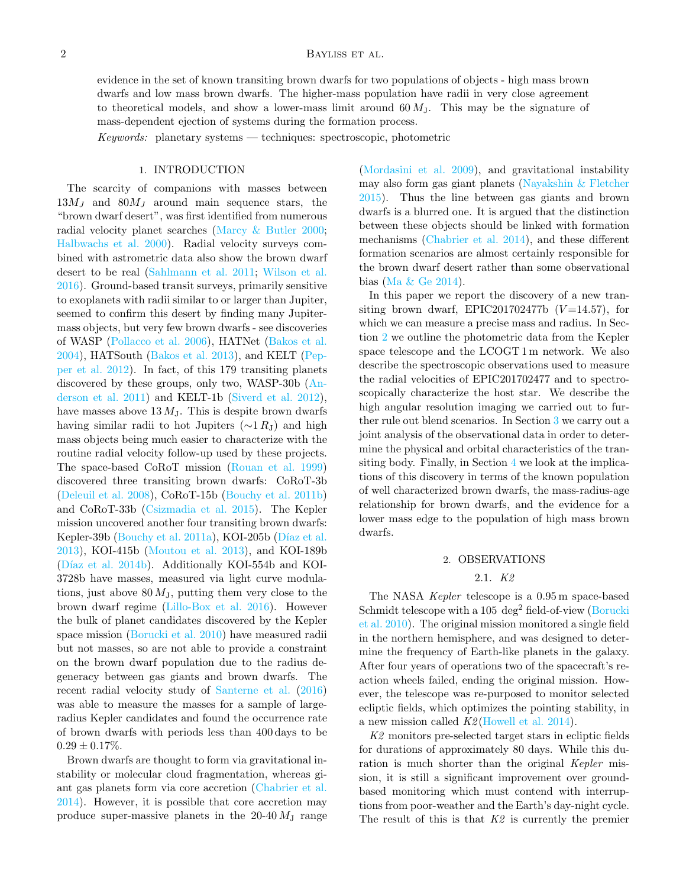evidence in the set of known transiting brown dwarfs for two populations of objects - high mass brown dwarfs and low mass brown dwarfs. The higher-mass population have radii in very close agreement to theoretical models, and show a lower-mass limit around $60\,M_{\rm J}$. This may be the signature of mass-dependent ejection of systems during the formation process.

*Keywords:* planetary systems — techniques: spectroscopic, photometric

## 1. INTRODUCTION

The scarcity of companions with masses between $13 M_J$ and $80 M_J$ around main sequence stars, the "brown dwarf desert", was first identified from numerous radial velocity planet searches (Marcy & Butler 2000; Halbwachs et al. 2000). Radial velocity surveys combined with astrometric data also show the brown dwarf desert to be real (Sahlmann et al. 2011; Wilson et al. 2016). Ground-based transit surveys, primarily sensitive to exoplanets with radii similar to or larger than Jupiter, seemed to confirm this desert by finding many Jupiter-mass objects, but very few brown dwarfs - see discoveries of WASP (Pollacco et al. 2006), HATNet (Bakos et al. 2004), HATSouth (Bakos et al. 2013), and KELT (Pepper et al. 2012). In fact, of this 179 transiting planets discovered by these groups, only two, WASP-30b (Anderson et al. 2011) and KELT-1b (Siverd et al. 2012), have masses above $13\,M_{\rm J}$. This is despite brown dwarfs having similar radii to hot Jupiters ($\sim 1\,R_{\rm J}$) and high mass objects being much easier to characterize with the routine radial velocity follow-up used by these projects. The space-based CoRoT mission (Rouan et al. 1999) discovered three transiting brown dwarfs: CoRoT-3b (Deleuil et al. 2008), CoRoT-15b (Bouchy et al. 2011b) and CoRoT-33b (Csizmadia et al. 2015). The Kepler mission uncovered another four transiting brown dwarfs: Kepler-39b (Bouchy et al. 2011a), KOI-205b (Díaz et al. 2013), KOI-415b (Moutou et al. 2013), and KOI-189b (Díaz et al. 2014b). Additionally KOI-554b and KOI-3728b have masses, measured via light curve modulations, just above $80\,M_{\rm J}$, putting them very close to the brown dwarf regime (Lillo-Box et al. 2016). However the bulk of planet candidates discovered by the Kepler space mission (Borucki et al. 2010) have measured radii but not masses, so are not able to provide a constraint on the brown dwarf population due to the radius degeneracy between gas giants and brown dwarfs. The recent radial velocity study of Santerne et al. (2016) was able to measure the masses for a sample of large-radius Kepler candidates and found the occurrence rate of brown dwarfs with periods less than 400 days to be $0.29 \pm 0.17\%$.

Brown dwarfs are thought to form via gravitational instability or molecular cloud fragmentation, whereas giant gas planets form via core accretion (Chabrier et al. 2014). However, it is possible that core accretion may produce super-massive planets in the 20-40 $M_{\rm J}$ range (Mordasini et al. 2009), and gravitational instability may also form gas giant planets (Nayakshin & Fletcher 2015). Thus the line between gas giants and brown dwarfs is a blurred one. It is argued that the distinction between these objects should be linked with formation mechanisms (Chabrier et al. 2014), and these different formation scenarios are almost certainly responsible for the brown dwarf desert rather than some observational bias (Ma & Ge 2014).

In this paper we report the discovery of a new transiting brown dwarf, EPIC201702477b ($V$=14.57), for which we can measure a precise mass and radius. In Section 2 we outline the photometric data from the Kepler space telescope and the LCOGT 1 m network. We also describe the spectroscopic observations used to measure the radial velocities of EPIC201702477 and to spectroscopically characterize the host star. We describe the high angular resolution imaging we carried out to further rule out blend scenarios. In Section 3 we carry out a joint analysis of the observational data in order to determine the physical and orbital characteristics of the transiting body. Finally, in Section 4 we look at the implications of this discovery in terms of the known population of well characterized brown dwarfs, the mass-radius-age relationship for brown dwarfs, and the evidence for a lower mass edge to the population of high mass brown dwarfs.

## 2. OBSERVATIONS

### 2.1. *K2*

The NASA *Kepler* telescope is a 0.95 m space-based Schmidt telescope with a 105 deg$^2$ field-of-view (Borucki et al. 2010). The original mission monitored a single field in the northern hemisphere, and was designed to determine the frequency of Earth-like planets in the galaxy. After four years of operations two of the spacecraft's reaction wheels failed, ending the original mission. However, the telescope was re-purposed to monitor selected ecliptic fields, which optimizes the pointing stability, in a new mission called *K2* (Howell et al. 2014).

*K2* monitors pre-selected target stars in ecliptic fields for durations of approximately 80 days. While this duration is much shorter than the original *Kepler* mission, it is still a significant improvement over ground-based monitoring which must contend with interruptions from poor-weather and the Earth's day-night cycle. The result of this is that *K2* is currently the premier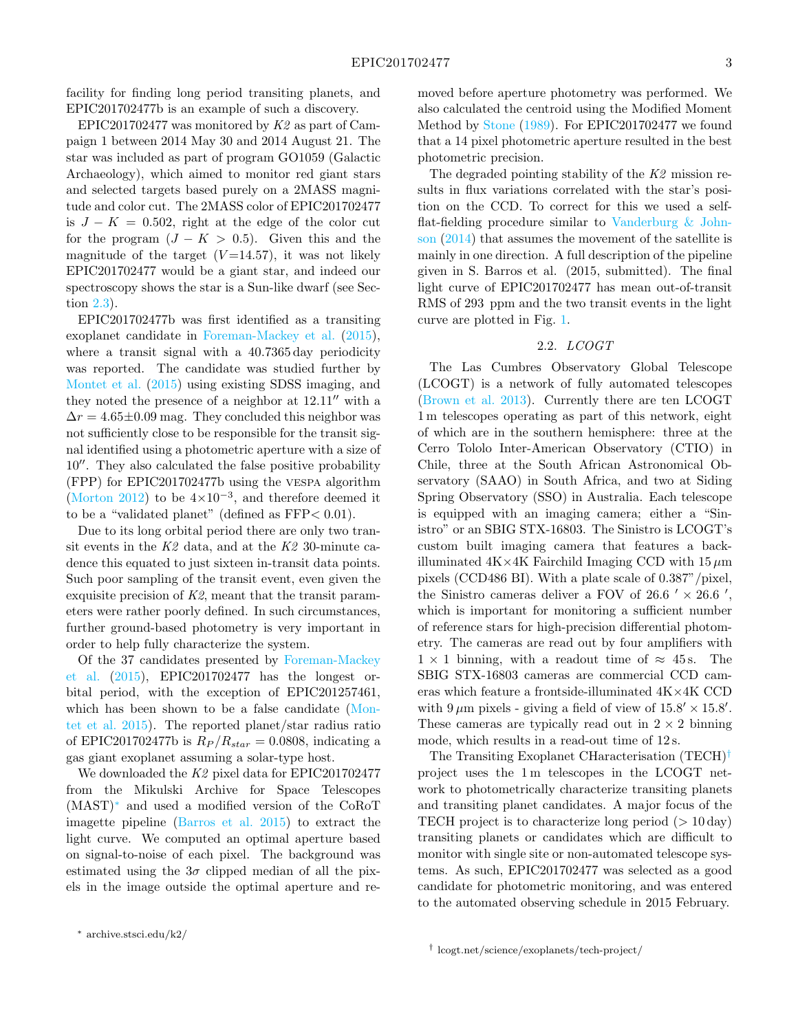facility for finding long period transiting planets, and EPIC201702477b is an example of such a discovery.

EPIC201702477 was monitored by *K2* as part of Campaign 1 between 2014 May 30 and 2014 August 21. The star was included as part of program GO1059 (Galactic Archaeology), which aimed to monitor red giant stars and selected targets based purely on a 2MASS magnitude and color cut. The 2MASS color of EPIC201702477 is $J-K = 0.502$, right at the edge of the color cut for the program ($J-K > 0.5$). Given this and the magnitude of the target ($V$=14.57), it was not likely EPIC201702477 would be a giant star, and indeed our spectroscopy shows the star is a Sun-like dwarf (see Section 2.3).

EPIC201702477b was first identified as a transiting exoplanet candidate in Foreman-Mackey et al. (2015), where a transit signal with a 40.7365 day periodicity was reported. The candidate was studied further by Montet et al. (2015) using existing SDSS imaging, and they noted the presence of a neighbor at 12.11″ with a $\Delta r = 4.65 \pm 0.09$ mag. They concluded this neighbor was not sufficiently close to be responsible for the transit signal identified using a photometric aperture with a size of 10″. They also calculated the false positive probability (FPP) for EPIC201702477b using the VESPA algorithm (Morton 2012) to be $4\times10^{-3}$, and therefore deemed it to be a "validated planet" (defined as FFP< 0.01).

Due to its long orbital period there are only two transit events in the *K2* data, and at the *K2* 30-minute cadence this equated to just sixteen in-transit data points. Such poor sampling of the transit event, even given the exquisite precision of *K2*, meant that the transit parameters were rather poorly defined. In such circumstances, further ground-based photometry is very important in order to help fully characterize the system.

Of the 37 candidates presented by Foreman-Mackey et al. (2015), EPIC201702477 has the longest orbital period, with the exception of EPIC201257461, which has been shown to be a false candidate (Montet et al. 2015). The reported planet/star radius ratio of EPIC201702477b is $R_P/R_{star} = 0.0808$, indicating a gas giant exoplanet assuming a solar-type host.

We downloaded the *K2* pixel data for EPIC201702477 from the Mikulski Archive for Space Telescopes (MAST)* and used a modified version of the CoRoT imagette pipeline (Barros et al. 2015) to extract the light curve. We computed an optimal aperture based on signal-to-noise of each pixel. The background was estimated using the $3\sigma$ clipped median of all the pixels in the image outside the optimal aperture and removed before aperture photometry was performed. We also calculated the centroid using the Modified Moment Method by Stone (1989). For EPIC201702477 we found that a 14 pixel photometric aperture resulted in the best photometric precision.

The degraded pointing stability of the *K2* mission results in flux variations correlated with the star's position on the CCD. To correct for this we used a self-flat-fielding procedure similar to Vanderburg & Johnson (2014) that assumes the movement of the satellite is mainly in one direction. A full description of the pipeline given in S. Barros et al. (2015, submitted). The final light curve of EPIC201702477 has mean out-of-transit RMS of 293 ppm and the two transit events in the light curve are plotted in Fig. 1.

### 2.2. *LCOGT*

The Las Cumbres Observatory Global Telescope (LCOGT) is a network of fully automated telescopes (Brown et al. 2013). Currently there are ten LCOGT 1 m telescopes operating as part of this network, eight of which are in the southern hemisphere: three at the Cerro Tololo Inter-American Observatory (CTIO) in Chile, three at the South African Astronomical Observatory (SAAO) in South Africa, and two at Siding Spring Observatory (SSO) in Australia. Each telescope is equipped with an imaging camera; either a "Sinistro" or an SBIG STX-16803. The Sinistro is LCOGT's custom built imaging camera that features a back-illuminated 4K×4K Fairchild Imaging CCD with 15 $\mu$m pixels (CCD486 BI). With a plate scale of 0.387"/pixel, the Sinistro cameras deliver a FOV of 26.6 ′ × 26.6 ′, which is important for monitoring a sufficient number of reference stars for high-precision differential photometry. The cameras are read out by four amplifiers with $1 \times 1$ binning, with a readout time of $\approx$ 45 s. The SBIG STX-16803 cameras are commercial CCD cameras which feature a frontside-illuminated 4K×4K CCD with 9 $\mu$m pixels - giving a field of view of 15.8′ × 15.8′. These cameras are typically read out in $2 \times 2$ binning mode, which results in a read-out time of 12 s.

The Transiting Exoplanet CHaracterisation (TECH)† project uses the 1 m telescopes in the LCOGT network to photometrically characterize transiting planets and transiting planet candidates. A major focus of the TECH project is to characterize long period (> 10 day) transiting planets or candidates which are difficult to monitor with single site or non-automated telescope systems. As such, EPIC201702477 was selected as a good candidate for photometric monitoring, and was entered to the automated observing schedule in 2015 February.

\* archive.stsci.edu/k2/

† lcogt.net/science/exoplanets/tech-project/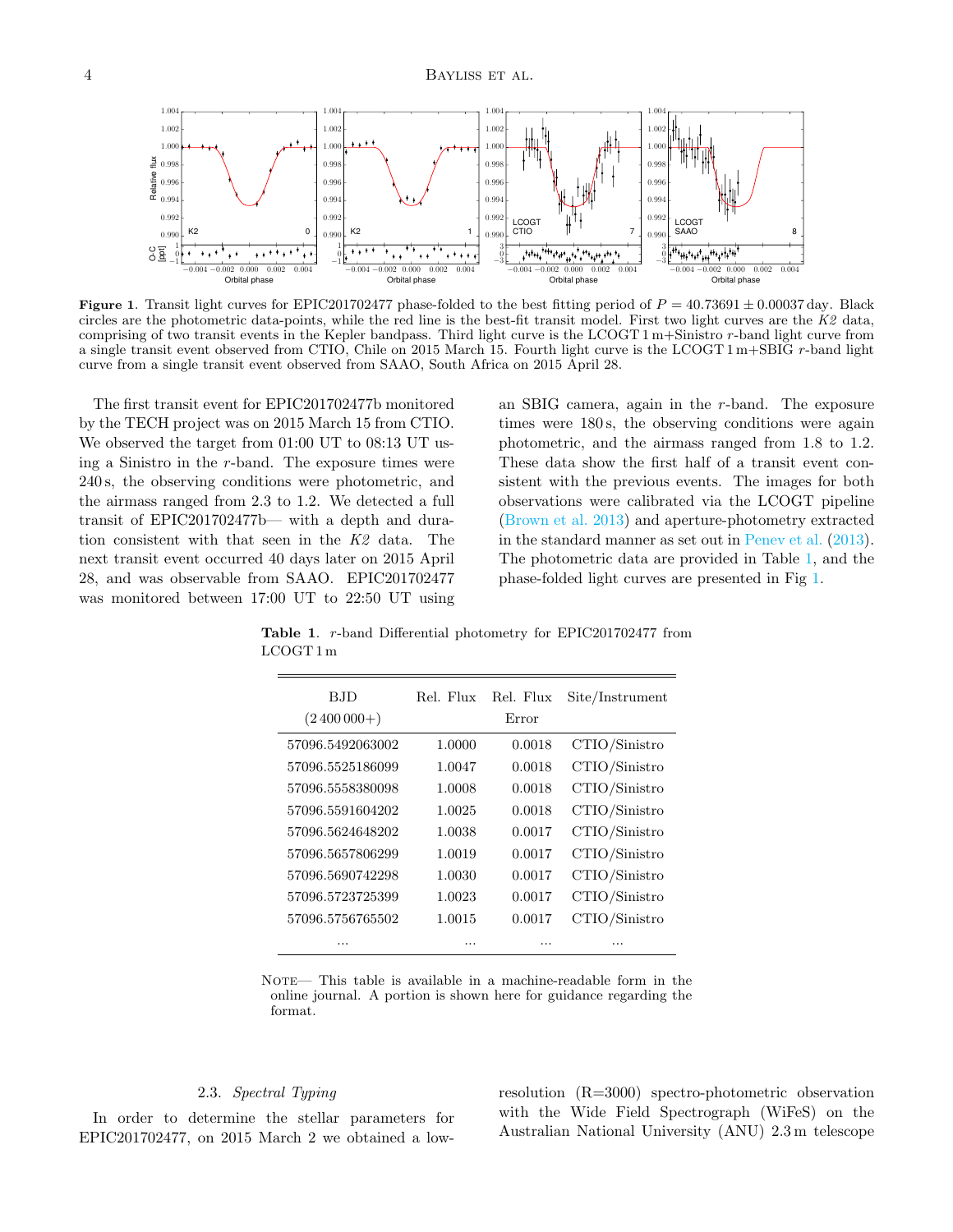1.004
1.002
1.000
0.998
0.996
0.994
0.992
0.990

Relative flux

K2 0

K2 1

LCOGT CTIO 7

LCOGT SAAO 8

O-C [ppt]

1
0
−1

3
0
−3

−0.004 −0.002 0.000 0.002 0.004

Orbital phase

**Figure 1**. Transit light curves for EPIC201702477 phase-folded to the best fitting period of $P = 40.73691 \pm 0.00037$ day. Black circles are the photometric data-points, while the red line is the best-fit transit model. First two light curves are the *K2* data, comprising of two transit events in the Kepler bandpass. Third light curve is the LCOGT 1 m+Sinistro $r$-band light curve from a single transit event observed from CTIO, Chile on 2015 March 15. Fourth light curve is the LCOGT 1 m+SBIG $r$-band light curve from a single transit event observed from SAAO, South Africa on 2015 April 28.

The first transit event for EPIC201702477b monitored by the TECH project was on 2015 March 15 from CTIO. We observed the target from 01:00 UT to 08:13 UT using a Sinistro in the $r$-band. The exposure times were 240 s, the observing conditions were photometric, and the airmass ranged from 2.3 to 1.2. We detected a full transit of EPIC201702477b— with a depth and duration consistent with that seen in the *K2* data. The next transit event occurred 40 days later on 2015 April 28, and was observable from SAAO. EPIC201702477 was monitored between 17:00 UT to 22:50 UT using an SBIG camera, again in the $r$-band. The exposure times were 180 s, the observing conditions were again photometric, and the airmass ranged from 1.8 to 1.2. These data show the first half of a transit event consistent with the previous events. The images for both observations were calibrated via the LCOGT pipeline (Brown et al. 2013) and aperture-photometry extracted in the standard manner as set out in Penev et al. (2013). The photometric data are provided in Table 1, and the phase-folded light curves are presented in Fig 1.

**Table 1**. $r$-band Differential photometry for EPIC201702477 from LCOGT 1 m

| BJD (2 400 000+) | Rel. Flux | Rel. Flux Error | Site/Instrument |
|---|---|---|---|
| 57096.5492063002 | 1.0000 | 0.0018 | CTIO/Sinistro |
| 57096.5525186099 | 1.0047 | 0.0018 | CTIO/Sinistro |
| 57096.5558380098 | 1.0008 | 0.0018 | CTIO/Sinistro |
| 57096.5591604202 | 1.0025 | 0.0018 | CTIO/Sinistro |
| 57096.5624648202 | 1.0038 | 0.0017 | CTIO/Sinistro |
| 57096.5657806299 | 1.0019 | 0.0017 | CTIO/Sinistro |
| 57096.5690742298 | 1.0030 | 0.0017 | CTIO/Sinistro |
| 57096.5723725399 | 1.0023 | 0.0017 | CTIO/Sinistro |
| 57096.5756765502 | 1.0015 | 0.0017 | CTIO/Sinistro |
| ... | ... | ... | ... |

Note— This table is available in a machine-readable form in the online journal. A portion is shown here for guidance regarding the format.

### 2.3. *Spectral Typing*

In order to determine the stellar parameters for EPIC201702477, on 2015 March 2 we obtained a low-resolution (R=3000) spectro-photometric observation with the Wide Field Spectrograph (WiFeS) on the Australian National University (ANU) 2.3 m telescope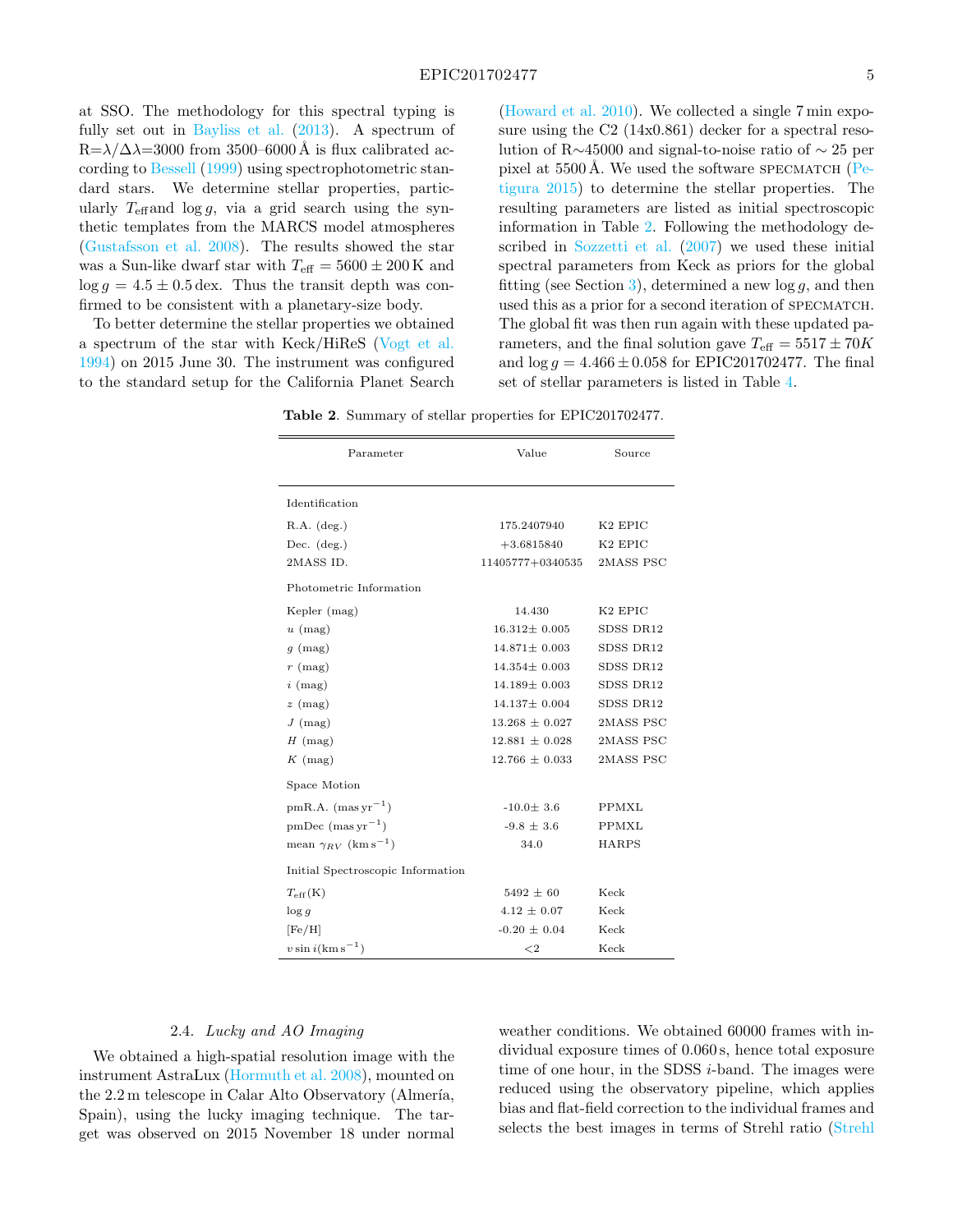at SSO. The methodology for this spectral typing is fully set out in Bayliss et al. (2013). A spectrum of R=$\lambda/\Delta\lambda$=3000 from 3500–6000 Å is flux calibrated according to Bessell (1999) using spectrophotometric standard stars. We determine stellar properties, particularly $T_{\rm eff}$ and $\log g$, via a grid search using the synthetic templates from the MARCS model atmospheres (Gustafsson et al. 2008). The results showed the star was a Sun-like dwarf star with $T_{\rm eff} = 5600 \pm 200$ K and $\log g = 4.5 \pm 0.5$ dex. Thus the transit depth was confirmed to be consistent with a planetary-size body.

To better determine the stellar properties we obtained a spectrum of the star with Keck/HiReS (Vogt et al. 1994) on 2015 June 30. The instrument was configured to the standard setup for the California Planet Search (Howard et al. 2010). We collected a single 7 min exposure using the C2 (14x0.861) decker for a spectral resolution of R∼45000 and signal-to-noise ratio of ∼ 25 per pixel at 5500 Å. We used the software SPECMATCH (Petigura 2015) to determine the stellar properties. The resulting parameters are listed as initial spectroscopic information in Table 2. Following the methodology described in Sozzetti et al. (2007) we used these initial spectral parameters from Keck as priors for the global fitting (see Section 3), determined a new $\log g$, and then used this as a prior for a second iteration of SPECMATCH. The global fit was then run again with these updated parameters, and the final solution gave $T_{\rm eff} = 5517 \pm 70K$ and $\log g = 4.466 \pm 0.058$ for EPIC201702477. The final set of stellar parameters is listed in Table 4.

**Table 2**. Summary of stellar properties for EPIC201702477.

| Parameter | Value | Source |
|---|---|---|
| Identification | | |
| R.A. (deg.) | 175.2407940 | K2 EPIC |
| Dec. (deg.) | +3.6815840 | K2 EPIC |
| 2MASS ID. | 11405777+0340535 | 2MASS PSC |
| Photometric Information | | |
| Kepler (mag) | 14.430 | K2 EPIC |
| $u$ (mag) | 16.312± 0.005 | SDSS DR12 |
| $g$ (mag) | 14.871± 0.003 | SDSS DR12 |
| $r$ (mag) | 14.354± 0.003 | SDSS DR12 |
| $i$ (mag) | 14.189± 0.003 | SDSS DR12 |
| $z$ (mag) | 14.137± 0.004 | SDSS DR12 |
| $J$ (mag) | 13.268 ± 0.027 | 2MASS PSC |
| $H$ (mag) | 12.881 ± 0.028 | 2MASS PSC |
| $K$ (mag) | 12.766 ± 0.033 | 2MASS PSC |
| Space Motion | | |
| pmR.A. (mas yr$^{-1}$) | -10.0± 3.6 | PPMXL |
| pmDec (mas yr$^{-1}$) | -9.8 ± 3.6 | PPMXL |
| mean $\gamma_{RV}$ (km s$^{-1}$) | 34.0 | HARPS |
| Initial Spectroscopic Information | | |
| $T_{\rm eff}$(K) | 5492 ± 60 | Keck |
| $\log g$ | 4.12 ± 0.07 | Keck |
| [Fe/H] | -0.20 ± 0.04 | Keck |
| $v \sin i$(km s$^{-1}$) | <2 | Keck |

### 2.4. *Lucky and AO Imaging*

We obtained a high-spatial resolution image with the instrument AstraLux (Hormuth et al. 2008), mounted on the 2.2 m telescope in Calar Alto Observatory (Almería, Spain), using the lucky imaging technique. The target was observed on 2015 November 18 under normal weather conditions. We obtained 60000 frames with individual exposure times of 0.060 s, hence total exposure time of one hour, in the SDSS $i$-band. The images were reduced using the observatory pipeline, which applies bias and flat-field correction to the individual frames and selects the best images in terms of Strehl ratio (Strehl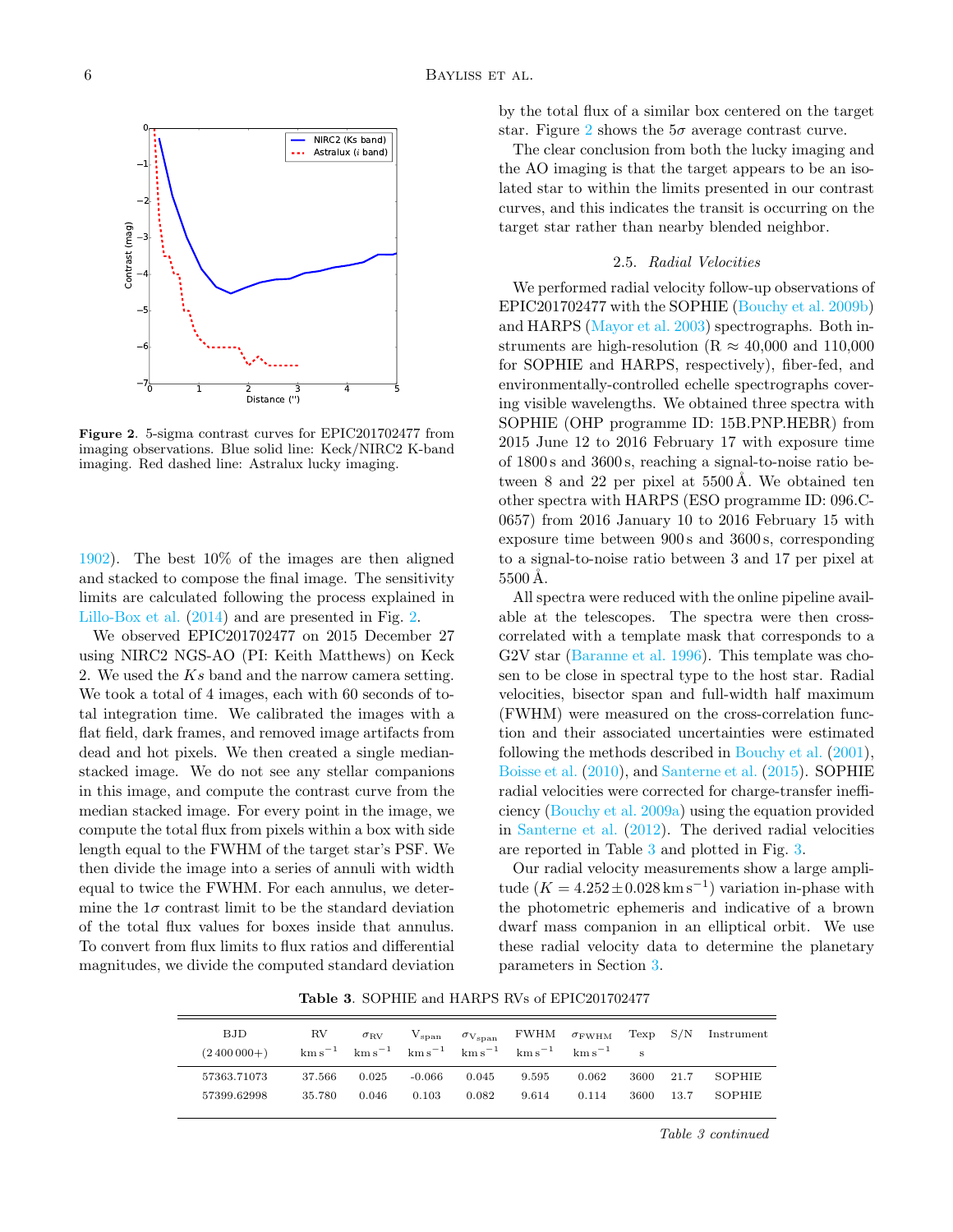Contrast (mag)

0
−1
−2
−3
−4
−5
−6
−7

0 1 2 3 4 5

Distance ('')

NIRC2 (Ks band)
Astralux (i band)

**Figure 2**. 5-sigma contrast curves for EPIC201702477 from imaging observations. Blue solid line: Keck/NIRC2 K-band imaging. Red dashed line: Astralux lucky imaging.

1902). The best 10% of the images are then aligned and stacked to compose the final image. The sensitivity limits are calculated following the process explained in Lillo-Box et al. (2014) and are presented in Fig. 2.

We observed EPIC201702477 on 2015 December 27 using NIRC2 NGS-AO (PI: Keith Matthews) on Keck 2. We used the $Ks$ band and the narrow camera setting. We took a total of 4 images, each with 60 seconds of total integration time. We calibrated the images with a flat field, dark frames, and removed image artifacts from dead and hot pixels. We then created a single median-stacked image. We do not see any stellar companions in this image, and compute the contrast curve from the median stacked image. For every point in the image, we compute the total flux from pixels within a box with side length equal to the FWHM of the target star's PSF. We then divide the image into a series of annuli with width equal to twice the FWHM. For each annulus, we determine the $1\sigma$ contrast limit to be the standard deviation of the total flux values for boxes inside that annulus. To convert from flux limits to flux ratios and differential magnitudes, we divide the computed standard deviation by the total flux of a similar box centered on the target star. Figure 2 shows the $5\sigma$ average contrast curve.

The clear conclusion from both the lucky imaging and the AO imaging is that the target appears to be an isolated star to within the limits presented in our contrast curves, and this indicates the transit is occurring on the target star rather than nearby blended neighbor.

### 2.5. *Radial Velocities*

We performed radial velocity follow-up observations of EPIC201702477 with the SOPHIE (Bouchy et al. 2009b) and HARPS (Mayor et al. 2003) spectrographs. Both instruments are high-resolution (R $\approx$ 40,000 and 110,000 for SOPHIE and HARPS, respectively), fiber-fed, and environmentally-controlled echelle spectrographs covering visible wavelengths. We obtained three spectra with SOPHIE (OHP programme ID: 15B.PNP.HEBR) from 2015 June 12 to 2016 February 17 with exposure time of 1800 s and 3600 s, reaching a signal-to-noise ratio between 8 and 22 per pixel at 5500 Å. We obtained ten other spectra with HARPS (ESO programme ID: 096.C-0657) from 2016 January 10 to 2016 February 15 with exposure time between 900 s and 3600 s, corresponding to a signal-to-noise ratio between 3 and 17 per pixel at 5500 Å.

All spectra were reduced with the online pipeline available at the telescopes. The spectra were then cross-correlated with a template mask that corresponds to a G2V star (Baranne et al. 1996). This template was chosen to be close in spectral type to the host star. Radial velocities, bisector span and full-width half maximum (FWHM) were measured on the cross-correlation function and their associated uncertainties were estimated following the methods described in Bouchy et al. (2001), Boisse et al. (2010), and Santerne et al. (2015). SOPHIE radial velocities were corrected for charge-transfer inefficiency (Bouchy et al. 2009a) using the equation provided in Santerne et al. (2012). The derived radial velocities are reported in Table 3 and plotted in Fig. 3.

Our radial velocity measurements show a large amplitude ($K = 4.252 \pm 0.028\,\mathrm{km\,s^{-1}}$) variation in-phase with the photometric ephemeris and indicative of a brown dwarf mass companion in an elliptical orbit. We use these radial velocity data to determine the planetary parameters in Section 3.

**Table 3**. SOPHIE and HARPS RVs of EPIC201702477

| BJD (2 400 000+) | RV $\mathrm{km\,s^{-1}}$ | $\sigma_{\mathrm{RV}}$ $\mathrm{km\,s^{-1}}$ | $\mathrm{V_{span}}$ $\mathrm{km\,s^{-1}}$ | $\sigma_{\mathrm{V_{span}}}$ $\mathrm{km\,s^{-1}}$ | FWHM $\mathrm{km\,s^{-1}}$ | $\sigma_{\mathrm{FWHM}}$ $\mathrm{km\,s^{-1}}$ | Texp s | S/N | Instrument |
|---|---|---|---|---|---|---|---|---|---|
| 57363.71073 | 37.566 | 0.025 | -0.066 | 0.045 | 9.595 | 0.062 | 3600 | 21.7 | SOPHIE |
| 57399.62998 | 35.780 | 0.046 | 0.103 | 0.082 | 9.614 | 0.114 | 3600 | 13.7 | SOPHIE |

*Table 3 continued*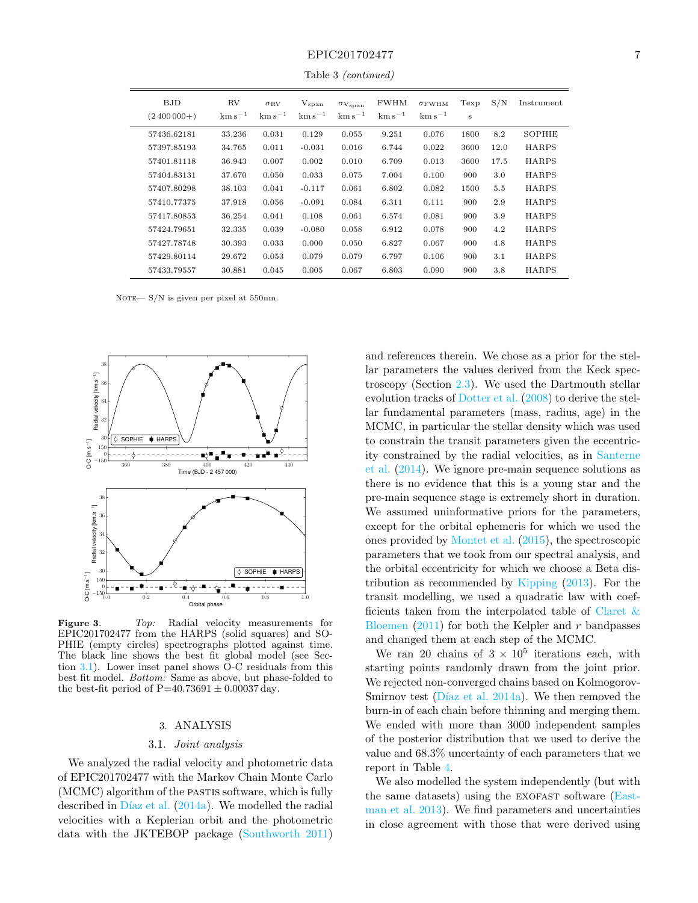Table 3 *(continued)*

| BJD (2 400 000+) | RV $\mathrm{km\,s^{-1}}$ | $\sigma_{\mathrm{RV}}$ $\mathrm{km\,s^{-1}}$ | $\mathrm{V_{span}}$ $\mathrm{km\,s^{-1}}$ | $\sigma_{\mathrm{V_{span}}}$ $\mathrm{km\,s^{-1}}$ | FWHM $\mathrm{km\,s^{-1}}$ | $\sigma_{\mathrm{FWHM}}$ $\mathrm{km\,s^{-1}}$ | Texp s | S/N | Instrument |
|---|---|---|---|---|---|---|---|---|---|
| 57436.62181 | 33.236 | 0.031 | 0.129 | 0.055 | 9.251 | 0.076 | 1800 | 8.2 | SOPHIE |
| 57397.85193 | 34.765 | 0.011 | -0.031 | 0.016 | 6.744 | 0.022 | 3600 | 12.0 | HARPS |
| 57401.81118 | 36.943 | 0.007 | 0.002 | 0.010 | 6.709 | 0.013 | 3600 | 17.5 | HARPS |
| 57404.83131 | 37.670 | 0.050 | 0.033 | 0.075 | 7.004 | 0.100 | 900 | 3.0 | HARPS |
| 57407.80298 | 38.103 | 0.041 | -0.117 | 0.061 | 6.802 | 0.082 | 1500 | 5.5 | HARPS |
| 57410.77375 | 37.918 | 0.056 | -0.091 | 0.084 | 6.311 | 0.111 | 900 | 2.9 | HARPS |
| 57417.80853 | 36.254 | 0.041 | 0.108 | 0.061 | 6.574 | 0.081 | 900 | 3.9 | HARPS |
| 57424.79651 | 32.335 | 0.039 | -0.080 | 0.058 | 6.912 | 0.078 | 900 | 4.2 | HARPS |
| 57427.78748 | 30.393 | 0.033 | 0.000 | 0.050 | 6.827 | 0.067 | 900 | 4.8 | HARPS |
| 57429.80114 | 29.672 | 0.053 | 0.079 | 0.079 | 6.797 | 0.106 | 900 | 3.1 | HARPS |
| 57433.79557 | 30.881 | 0.045 | 0.005 | 0.067 | 6.803 | 0.090 | 900 | 3.8 | HARPS |

NOTE— S/N is given per pixel at 550nm.

**Figure 3**. *Top:* Radial velocity measurements for EPIC201702477 from the HARPS (solid squares) and SOPHIE (empty circles) spectrographs plotted against time. The black line shows the best fit global model (see Section 3.1). Lower inset panel shows O-C residuals from this best fit model. *Bottom:* Same as above, but phase-folded to the best-fit period of P=40.73691 ± 0.00037 day.

## 3. ANALYSIS

### 3.1. *Joint analysis*

We analyzed the radial velocity and photometric data of EPIC201702477 with the Markov Chain Monte Carlo (MCMC) algorithm of the PASTIS software, which is fully described in Díaz et al. (2014a). We modelled the radial velocities with a Keplerian orbit and the photometric data with the JKTEBOP package (Southworth 2011) and references therein. We chose as a prior for the stellar parameters the values derived from the Keck spectroscopy (Section 2.3). We used the Dartmouth stellar evolution tracks of Dotter et al. (2008) to derive the stellar fundamental parameters (mass, radius, age) in the MCMC, in particular the stellar density which was used to constrain the transit parameters given the eccentricity constrained by the radial velocities, as in Santerne et al. (2014). We ignore pre-main sequence solutions as there is no evidence that this is a young star and the pre-main sequence stage is extremely short in duration. We assumed uninformative priors for the parameters, except for the orbital ephemeris for which we used the ones provided by Montet et al. (2015), the spectroscopic parameters that we took from our spectral analysis, and the orbital eccentricity for which we choose a Beta distribution as recommended by Kipping (2013). For the transit modelling, we used a quadratic law with coefficients taken from the interpolated table of Claret & Bloemen (2011) for both the Kelpler and $r$ bandpasses and changed them at each step of the MCMC.

We ran 20 chains of $3 \times 10^5$ iterations each, with starting points randomly drawn from the joint prior. We rejected non-converged chains based on Kolmogorov-Smirnov test (Díaz et al. 2014a). We then removed the burn-in of each chain before thinning and merging them. We ended with more than 3000 independent samples of the posterior distribution that we used to derive the value and 68.3% uncertainty of each parameters that we report in Table 4.

We also modelled the system independently (but with the same datasets) using the EXOFAST software (Eastman et al. 2013). We find parameters and uncertainties in close agreement with those that were derived using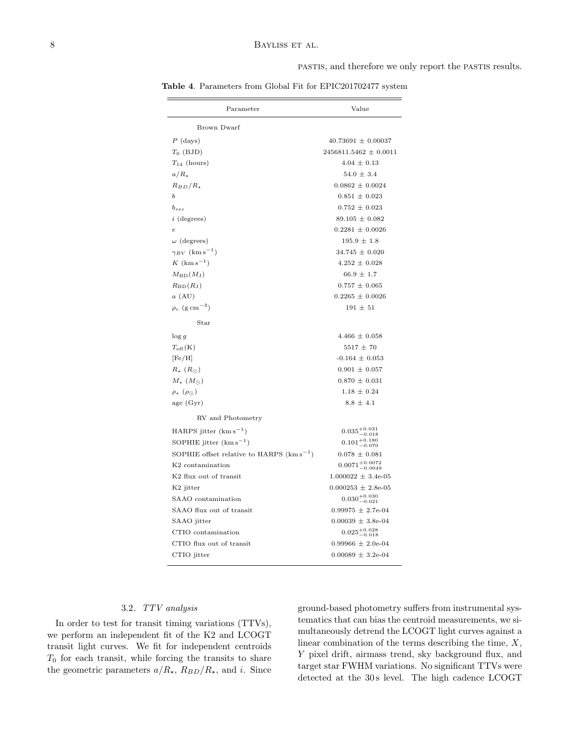PASTIS, and therefore we only report the PASTIS results.

**Table 4**. Parameters from Global Fit for EPIC201702477 system

| Parameter | Value |
|---|---|
| Brown Dwarf | |
| $P$ (days) | 40.73691 ± 0.00037 |
| $T_0$ (BJD) | 2456811.5462 ± 0.0011 |
| $T_{14}$ (hours) | 4.04 ± 0.13 |
| $a/R_\star$ | 54.0 ± 3.4 |
| $R_{BD}/R_\star$ | 0.0862 ± 0.0024 |
| $b$ | 0.851 ± 0.023 |
| $b_{sec}$ | 0.752 ± 0.023 |
| $i$ (degrees) | 89.105 ± 0.082 |
| $e$ | 0.2281 ± 0.0026 |
| $\omega$ (degrees) | 195.9 ± 1.8 |
| $\gamma_{RV}$ (km s$^{-1}$) | 34.745 ± 0.020 |
| $K$ (km s$^{-1}$) | 4.252 ± 0.028 |
| $M_{\rm BD}(M_{\rm J})$ | 66.9 ± 1.7 |
| $R_{\rm BD}(R_{\rm J})$ | 0.757 ± 0.065 |
| $a$ (AU) | 0.2265 ± 0.0026 |
| $\rho_c$ (g cm$^{-3}$) | 191 ± 51 |
| Star | |
| $\log g$ | 4.466 ± 0.058 |
| $T_{\rm eff}$(K) | 5517 ± 70 |
| [Fe/H] | -0.164 ± 0.053 |
| $R_\star$ ($R_\odot$) | 0.901 ± 0.057 |
| $M_\star$ ($M_\odot$) | 0.870 ± 0.031 |
| $\rho_\star$ ($\rho_\odot$) | 1.18 ± 0.24 |
| age (Gyr) | 8.8 ± 4.1 |
| RV and Photometry | |
| HARPS jitter (km s$^{-1}$) | $0.035^{+0.031}_{-0.018}$ |
| SOPHIE jitter (km s$^{-1}$) | $0.101^{+0.180}_{-0.070}$ |
| SOPHIE offset relative to HARPS (km s$^{-1}$) | 0.078 ± 0.081 |
| K2 contamination | $0.0071^{+0.0072}_{-0.0049}$ |
| K2 flux out of transit | 1.000022 ± 3.4e-05 |
| K2 jitter | 0.000253 ± 2.8e-05 |
| SAAO contamination | $0.030^{+0.030}_{-0.021}$ |
| SAAO flux out of transit | 0.99975 ± 2.7e-04 |
| SAAO jitter | 0.00039 ± 3.8e-04 |
| CTIO contamination | $0.025^{+0.028}_{-0.018}$ |
| CTIO flux out of transit | 0.99966 ± 2.0e-04 |
| CTIO jitter | 0.00089 ± 3.2e-04 |

### 3.2. *TTV analysis*

In order to test for transit timing variations (TTVs), we perform an independent fit of the K2 and LCOGT transit light curves. We fit for independent centroids $T_0$ for each transit, while forcing the transits to share the geometric parameters $a/R_\star$, $R_{BD}/R_\star$, and $i$. Since ground-based photometry suffers from instrumental systematics that can bias the centroid measurements, we simultaneously detrend the LCOGT light curves against a linear combination of the terms describing the time, $X$, $Y$ pixel drift, airmass trend, sky background flux, and target star FWHM variations. No significant TTVs were detected at the 30 s level. The high cadence LCOGT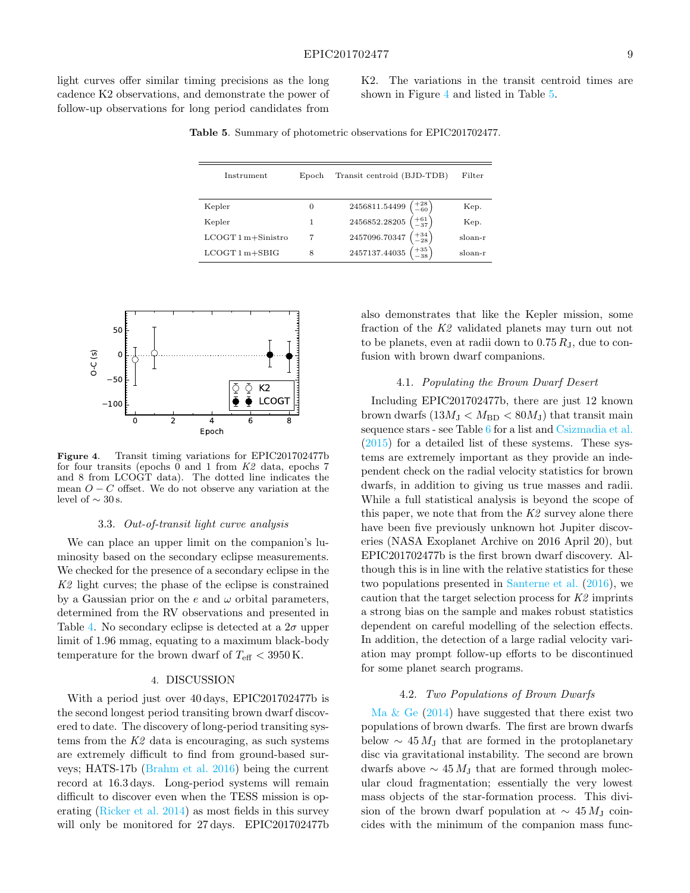light curves offer similar timing precisions as the long cadence K2 observations, and demonstrate the power of follow-up observations for long period candidates from K2. The variations in the transit centroid times are shown in Figure 4 and listed in Table 5.

**Table 5**. Summary of photometric observations for EPIC201702477.

| Instrument | Epoch | Transit centroid (BJD-TDB) | Filter |
|---|---|---|---|
| Kepler | 0 | 2456811.54499 $\left(^{+28}_{-60}\right)$ | Kep. |
| Kepler | 1 | 2456852.28205 $\left(^{+61}_{-37}\right)$ | Kep. |
| LCOGT 1 m+Sinistro | 7 | 2457096.70347 $\left(^{+34}_{-28}\right)$ | sloan-r |
| LCOGT 1 m+SBIG | 8 | 2457137.44035 $\left(^{+35}_{-38}\right)$ | sloan-r |

50
0
−50
−100
O-C (s)
0
2
4
6
8
Epoch
K2
LCOGT

**Figure 4**. Transit timing variations for EPIC201702477b for four transits (epochs 0 and 1 from *K2* data, epochs 7 and 8 from LCOGT data). The dotted line indicates the mean $O-C$ offset. We do not observe any variation at the level of $\sim 30$ s.

### 3.3. *Out-of-transit light curve analysis*

We can place an upper limit on the companion's luminosity based on the secondary eclipse measurements. We checked for the presence of a secondary eclipse in the *K2* light curves; the phase of the eclipse is constrained by a Gaussian prior on the $e$ and $\omega$ orbital parameters, determined from the RV observations and presented in Table 4. No secondary eclipse is detected at a $2\sigma$ upper limit of 1.96 mmag, equating to a maximum black-body temperature for the brown dwarf of $T_{\rm eff} < 3950$ K.

## 4. DISCUSSION

With a period just over 40 days, EPIC201702477b is the second longest period transiting brown dwarf discovered to date. The discovery of long-period transiting systems from the *K2* data is encouraging, as such systems are extremely difficult to find from ground-based surveys; HATS-17b (Brahm et al. 2016) being the current record at 16.3 days. Long-period systems will remain difficult to discover even when the TESS mission is operating (Ricker et al. 2014) as most fields in this survey will only be monitored for 27 days. EPIC201702477b also demonstrates that like the Kepler mission, some fraction of the *K2* validated planets may turn out not to be planets, even at radii down to $0.75\,R_{\rm J}$, due to confusion with brown dwarf companions.

### 4.1. *Populating the Brown Dwarf Desert*

Including EPIC201702477b, there are just 12 known brown dwarfs ($13M_{\rm J} < M_{\rm BD} < 80M_{\rm J}$) that transit main sequence stars - see Table 6 for a list and Csizmadia et al. (2015) for a detailed list of these systems. These systems are extremely important as they provide an independent check on the radial velocity statistics for brown dwarfs, in addition to giving us true masses and radii. While a full statistical analysis is beyond the scope of this paper, we note that from the *K2* survey alone there have been five previously unknown hot Jupiter discoveries (NASA Exoplanet Archive on 2016 April 20), but EPIC201702477b is the first brown dwarf discovery. Although this is in line with the relative statistics for these two populations presented in Santerne et al. (2016), we caution that the target selection process for *K2* imprints a strong bias on the sample and makes robust statistics dependent on careful modelling of the selection effects. In addition, the detection of a large radial velocity variation may prompt follow-up efforts to be discontinued for some planet search programs.

### 4.2. *Two Populations of Brown Dwarfs*

Ma & Ge (2014) have suggested that there exist two populations of brown dwarfs. The first are brown dwarfs below $\sim 45\,M_{\rm J}$ that are formed in the protoplanetary disc via gravitational instability. The second are brown dwarfs above $\sim 45\,M_{\rm J}$ that are formed through molecular cloud fragmentation; essentially the very lowest mass objects of the star-formation process. This division of the brown dwarf population at $\sim 45\,M_{\rm J}$ coincides with the minimum of the companion mass func-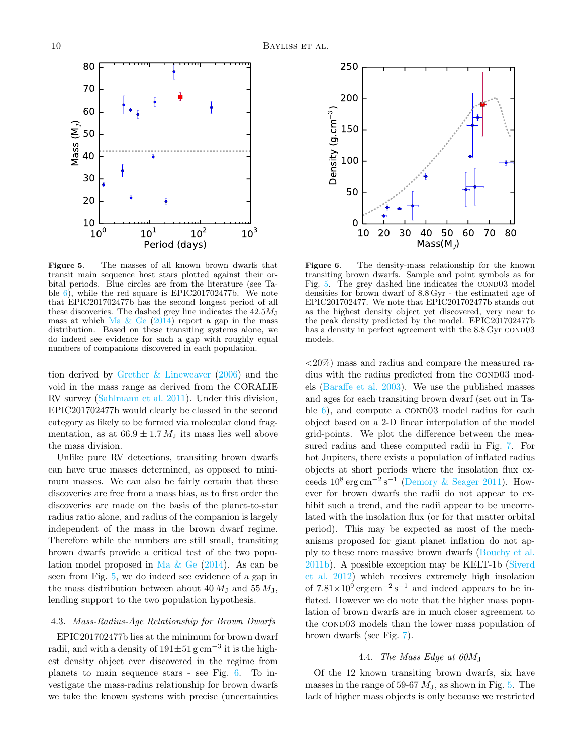Mass ($M_J$)

80
70
60
50
40
30
20
10

$10^0$ $10^1$ $10^2$ $10^3$

Period (days)

**Figure 5.** The masses of all known brown dwarfs that transit main sequence host stars plotted against their orbital periods. Blue circles are from the literature (see Table 6), while the red square is EPIC201702477b. We note that EPIC201702477b has the second longest period of all these discoveries. The dashed grey line indicates the $42.5 M_J$ mass at which Ma & Ge (2014) report a gap in the mass distribution. Based on these transiting systems alone, we do indeed see evidence for such a gap with roughly equal numbers of companions discovered in each population.

Density (g.cm$^{-3}$)

250
200
150
100
50
0

10 20 30 40 50 60 70 80

Mass($M_J$)

**Figure 6.** The density-mass relationship for the known transiting brown dwarfs. Sample and point symbols as for Fig. 5. The grey dashed line indicates the COND03 model densities for brown dwarf of 8.8 Gyr - the estimated age of EPIC201702477. We note that EPIC201702477b stands out as the highest density object yet discovered, very near to the peak density predicted by the model. EPIC201702477b has a density in perfect agreement with the 8.8 Gyr COND03 models.

tion derived by Grether & Lineweaver (2006) and the void in the mass range as derived from the CORALIE RV survey (Sahlmann et al. 2011). Under this division, EPIC201702477b would clearly be classed in the second category as likely to be formed via molecular cloud fragmentation, as at $66.9 \pm 1.7 \, M_J$ its mass lies well above the mass division.

Unlike pure RV detections, transiting brown dwarfs can have true masses determined, as opposed to minimum masses. We can also be fairly certain that these discoveries are free from a mass bias, as to first order the discoveries are made on the basis of the planet-to-star radius ratio alone, and radius of the companion is largely independent of the mass in the brown dwarf regime. Therefore while the numbers are still small, transiting brown dwarfs provide a critical test of the two population model proposed in Ma & Ge (2014). As can be seen from Fig. 5, we do indeed see evidence of a gap in the mass distribution between about $40 \, M_J$ and $55 \, M_J$, lending support to the two population hypothesis.

### 4.3. *Mass-Radius-Age Relationship for Brown Dwarfs*

EPIC201702477b lies at the minimum for brown dwarf radii, and with a density of $191 \pm 51 \, \mathrm{g\,cm^{-3}}$ it is the highest density object ever discovered in the regime from planets to main sequence stars - see Fig. 6. To investigate the mass-radius relationship for brown dwarfs we take the known systems with precise (uncertainties <20%) mass and radius and compare the measured radius with the radius predicted from the COND03 models (Baraffe et al. 2003). We use the published masses and ages for each transiting brown dwarf (set out in Table 6), and compute a COND03 model radius for each object based on a 2-D linear interpolation of the model grid-points. We plot the difference between the measured radius and these computed radii in Fig. 7. For hot Jupiters, there exists a population of inflated radius objects at short periods where the insolation flux exceeds $10^8 \, \mathrm{erg\,cm^{-2}\,s^{-1}}$ (Demory & Seager 2011). However for brown dwarfs the radii do not appear to exhibit such a trend, and the radii appear to be uncorrelated with the insolation flux (or for that matter orbital period). This may be expected as most of the mechanisms proposed for giant planet inflation do not apply to these more massive brown dwarfs (Bouchy et al. 2011b). A possible exception may be KELT-1b (Siverd et al. 2012) which receives extremely high insolation of $7.81 \times 10^9 \, \mathrm{erg\,cm^{-2}\,s^{-1}}$ and indeed appears to be inflated. However we do note that the higher mass population of brown dwarfs are in much closer agreement to the COND03 models than the lower mass population of brown dwarfs (see Fig. 7).

### 4.4. *The Mass Edge at 60$M_J$*

Of the 12 known transiting brown dwarfs, six have masses in the range of 59-67 $M_J$, as shown in Fig. 5. The lack of higher mass objects is only because we restricted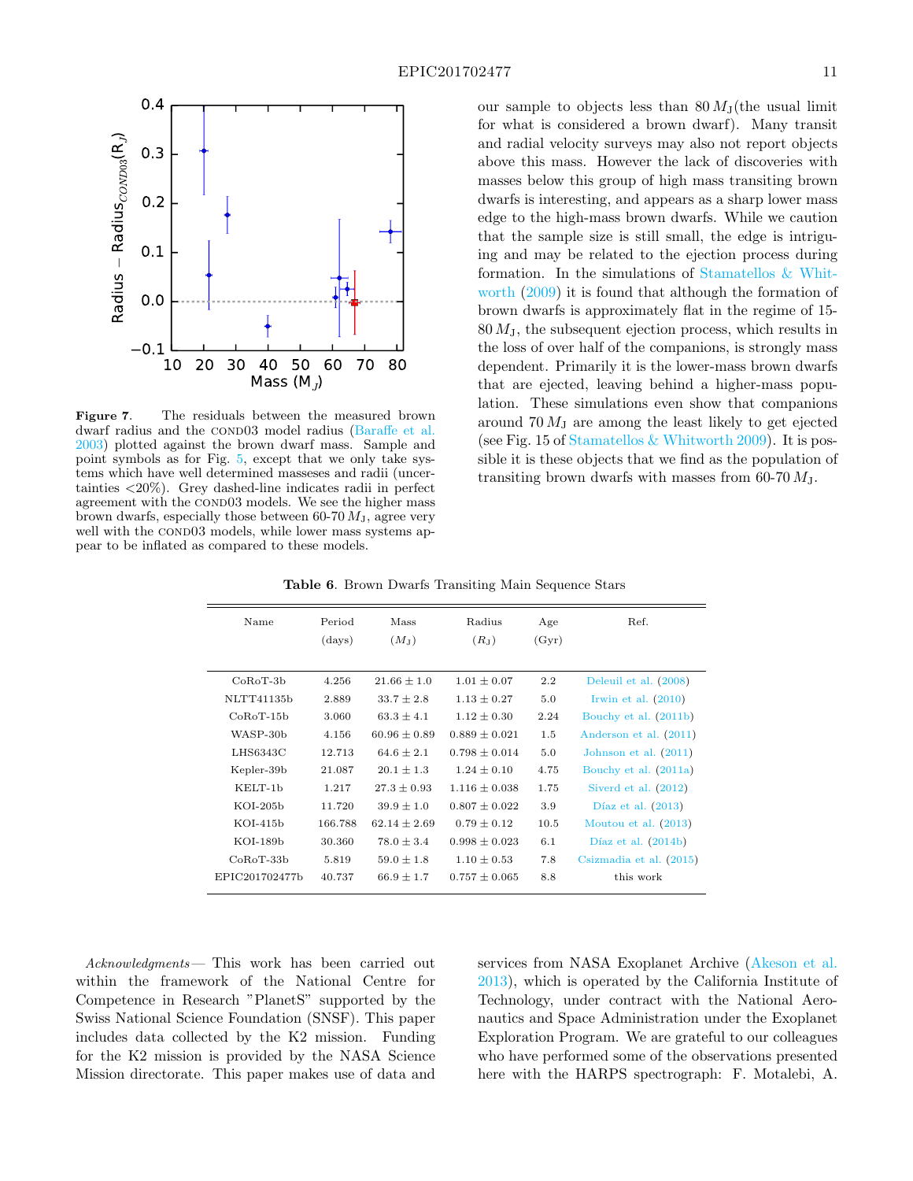0.4
0.3
0.2
0.1
0.0
−0.1
Radius − Radius$_{COND03}$(R$_J$)
10 20 30 40 50 60 70 80
Mass (M$_J$)

**Figure 7**. The residuals between the measured brown dwarf radius and the COND03 model radius (Baraffe et al. 2003) plotted against the brown dwarf mass. Sample and point symbols as for Fig. 5, except that we only take systems which have well determined masseses and radii (uncertainties <20%). Grey dashed-line indicates radii in perfect agreement with the COND03 models. We see the higher mass brown dwarfs, especially those between 60-70 $M_J$, agree very well with the COND03 models, while lower mass systems appear to be inflated as compared to these models.

our sample to objects less than 80 $M_J$(the usual limit for what is considered a brown dwarf). Many transit and radial velocity surveys may also not report objects above this mass. However the lack of discoveries with masses below this group of high mass transiting brown dwarfs is interesting, and appears as a sharp lower mass edge to the high-mass brown dwarfs. While we caution that the sample size is still small, the edge is intriguing and may be related to the ejection process during formation. In the simulations of Stamatellos & Whitworth (2009) it is found that although the formation of brown dwarfs is approximately flat in the regime of 15-80 $M_J$, the subsequent ejection process, which results in the loss of over half of the companions, is strongly mass dependent. Primarily it is the lower-mass brown dwarfs that are ejected, leaving behind a higher-mass population. These simulations even show that companions around 70 $M_J$ are among the least likely to get ejected (see Fig. 15 of Stamatellos & Whitworth 2009). It is possible it is these objects that we find as the population of transiting brown dwarfs with masses from 60-70 $M_J$.

**Table 6**. Brown Dwarfs Transiting Main Sequence Stars

| Name | Period (days) | Mass ($M_J$) | Radius ($R_J$) | Age (Gyr) | Ref. |
|---|---|---|---|---|---|
| CoRoT-3b | 4.256 | $21.66 \pm 1.0$ | $1.01 \pm 0.07$ | 2.2 | Deleuil et al. (2008) |
| NLTT41135b | 2.889 | $33.7 \pm 2.8$ | $1.13 \pm 0.27$ | 5.0 | Irwin et al. (2010) |
| CoRoT-15b | 3.060 | $63.3 \pm 4.1$ | $1.12 \pm 0.30$ | 2.24 | Bouchy et al. (2011b) |
| WASP-30b | 4.156 | $60.96 \pm 0.89$ | $0.889 \pm 0.021$ | 1.5 | Anderson et al. (2011) |
| LHS6343C | 12.713 | $64.6 \pm 2.1$ | $0.798 \pm 0.014$ | 5.0 | Johnson et al. (2011) |
| Kepler-39b | 21.087 | $20.1 \pm 1.3$ | $1.24 \pm 0.10$ | 4.75 | Bouchy et al. (2011a) |
| KELT-1b | 1.217 | $27.3 \pm 0.93$ | $1.116 \pm 0.038$ | 1.75 | Siverd et al. (2012) |
| KOI-205b | 11.720 | $39.9 \pm 1.0$ | $0.807 \pm 0.022$ | 3.9 | Díaz et al. (2013) |
| KOI-415b | 166.788 | $62.14 \pm 2.69$ | $0.79 \pm 0.12$ | 10.5 | Moutou et al. (2013) |
| KOI-189b | 30.360 | $78.0 \pm 3.4$ | $0.998 \pm 0.023$ | 6.1 | Díaz et al. (2014b) |
| CoRoT-33b | 5.819 | $59.0 \pm 1.8$ | $1.10 \pm 0.53$ | 7.8 | Csizmadia et al. (2015) |
| EPIC201702477b | 40.737 | $66.9 \pm 1.7$ | $0.757 \pm 0.065$ | 8.8 | this work |

*Acknowledgments*— This work has been carried out within the framework of the National Centre for Competence in Research "PlanetS" supported by the Swiss National Science Foundation (SNSF). This paper includes data collected by the K2 mission. Funding for the K2 mission is provided by the NASA Science Mission directorate. This paper makes use of data and services from NASA Exoplanet Archive (Akeson et al. 2013), which is operated by the California Institute of Technology, under contract with the National Aeronautics and Space Administration under the Exoplanet Exploration Program. We are grateful to our colleagues who have performed some of the observations presented here with the HARPS spectrograph: F. Motalebi, A.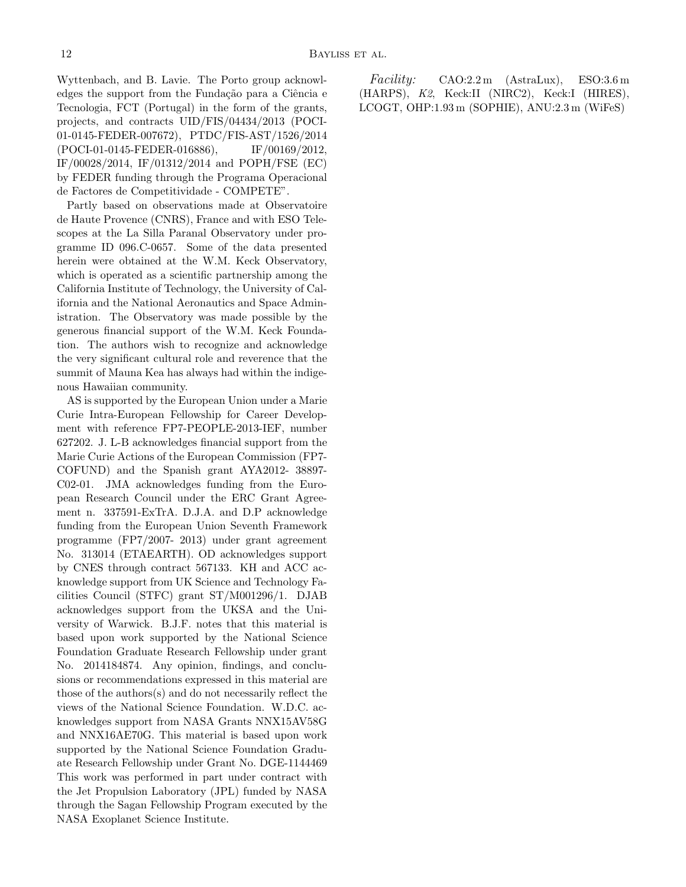Wyttenbach, and B. Lavie. The Porto group acknowledges the support from the Fundação para a Ciência e Tecnologia, FCT (Portugal) in the form of the grants, projects, and contracts UID/FIS/04434/2013 (POCI-01-0145-FEDER-007672), PTDC/FIS-AST/1526/2014 (POCI-01-0145-FEDER-016886), IF/00169/2012, IF/00028/2014, IF/01312/2014 and POPH/FSE (EC) by FEDER funding through the Programa Operacional de Factores de Competitividade - COMPETE".

Partly based on observations made at Observatoire de Haute Provence (CNRS), France and with ESO Telescopes at the La Silla Paranal Observatory under programme ID 096.C-0657. Some of the data presented herein were obtained at the W.M. Keck Observatory, which is operated as a scientific partnership among the California Institute of Technology, the University of California and the National Aeronautics and Space Administration. The Observatory was made possible by the generous financial support of the W.M. Keck Foundation. The authors wish to recognize and acknowledge the very significant cultural role and reverence that the summit of Mauna Kea has always had within the indigenous Hawaiian community.

AS is supported by the European Union under a Marie Curie Intra-European Fellowship for Career Development with reference FP7-PEOPLE-2013-IEF, number 627202. J. L-B acknowledges financial support from the Marie Curie Actions of the European Commission (FP7-COFUND) and the Spanish grant AYA2012- 38897-C02-01. JMA acknowledges funding from the European Research Council under the ERC Grant Agreement n. 337591-ExTrA. D.J.A. and D.P acknowledge funding from the European Union Seventh Framework programme (FP7/2007- 2013) under grant agreement No. 313014 (ETAEARTH). OD acknowledges support by CNES through contract 567133. KH and ACC acknowledge support from UK Science and Technology Facilities Council (STFC) grant ST/M001296/1. DJAB acknowledges support from the UKSA and the University of Warwick. B.J.F. notes that this material is based upon work supported by the National Science Foundation Graduate Research Fellowship under grant No. 2014184874. Any opinion, findings, and conclusions or recommendations expressed in this material are those of the authors(s) and do not necessarily reflect the views of the National Science Foundation. W.D.C. acknowledges support from NASA Grants NNX15AV58G and NNX16AE70G. This material is based upon work supported by the National Science Foundation Graduate Research Fellowship under Grant No. DGE-1144469 This work was performed in part under contract with the Jet Propulsion Laboratory (JPL) funded by NASA through the Sagan Fellowship Program executed by the NASA Exoplanet Science Institute.

*Facility:* CAO:2.2 m (AstraLux), ESO:3.6 m (HARPS), *K2*, Keck:II (NIRC2), Keck:I (HIRES), LCOGT, OHP:1.93 m (SOPHIE), ANU:2.3 m (WiFeS)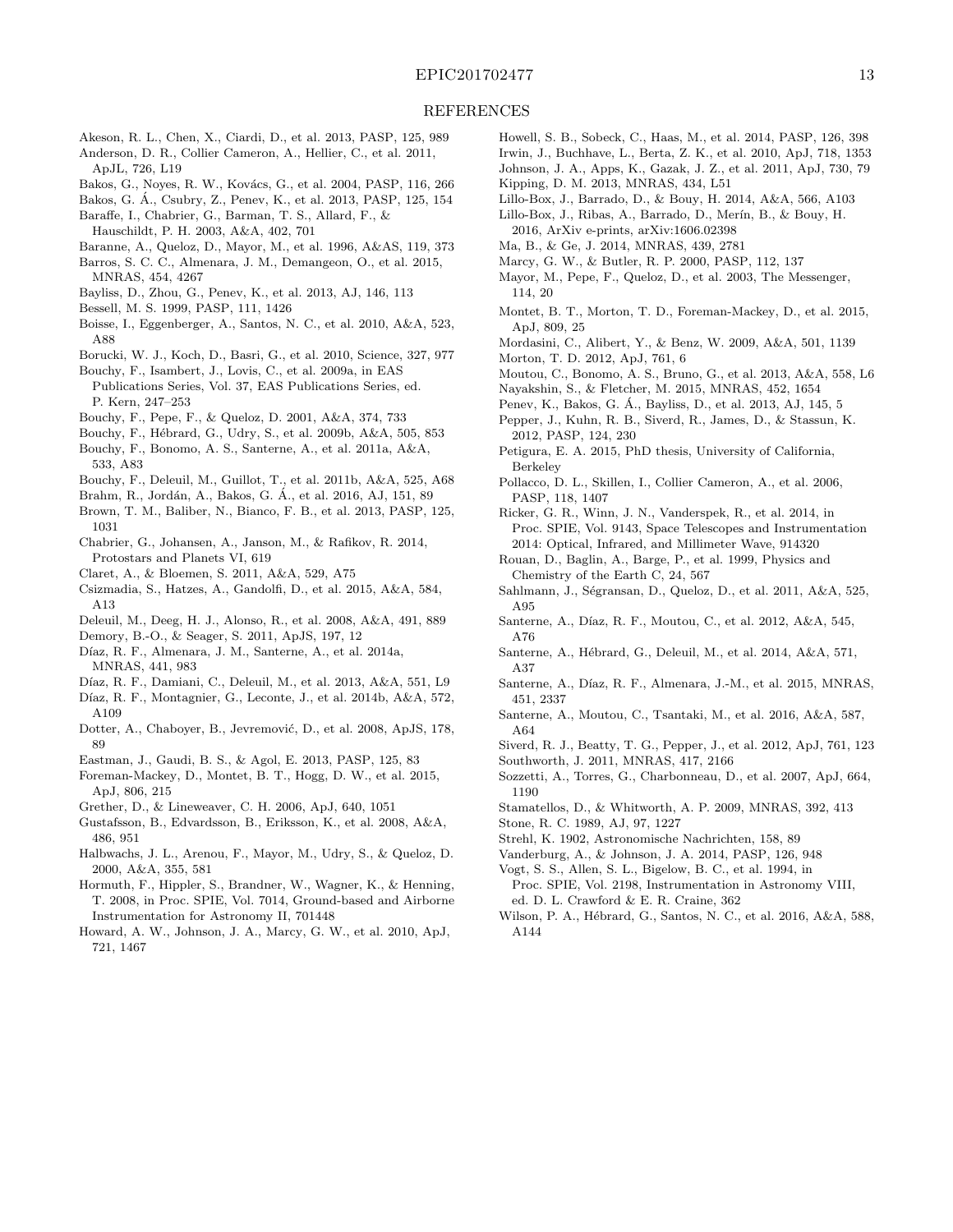## REFERENCES

Akeson, R. L., Chen, X., Ciardi, D., et al. 2013, PASP, 125, 989

Anderson, D. R., Collier Cameron, A., Hellier, C., et al. 2011, ApJL, 726, L19

Bakos, G., Noyes, R. W., Kovács, G., et al. 2004, PASP, 116, 266

Bakos, G. Á., Csubry, Z., Penev, K., et al. 2013, PASP, 125, 154

Baraffe, I., Chabrier, G., Barman, T. S., Allard, F., & Hauschildt, P. H. 2003, A&A, 402, 701

Baranne, A., Queloz, D., Mayor, M., et al. 1996, A&AS, 119, 373

Barros, S. C. C., Almenara, J. M., Demangeon, O., et al. 2015, MNRAS, 454, 4267

Bayliss, D., Zhou, G., Penev, K., et al. 2013, AJ, 146, 113

Bessell, M. S. 1999, PASP, 111, 1426

Boisse, I., Eggenberger, A., Santos, N. C., et al. 2010, A&A, 523, A88

Borucki, W. J., Koch, D., Basri, G., et al. 2010, Science, 327, 977

Bouchy, F., Isambert, J., Lovis, C., et al. 2009a, in EAS Publications Series, Vol. 37, EAS Publications Series, ed. P. Kern, 247–253

Bouchy, F., Pepe, F., & Queloz, D. 2001, A&A, 374, 733

Bouchy, F., Hébrard, G., Udry, S., et al. 2009b, A&A, 505, 853

Bouchy, F., Bonomo, A. S., Santerne, A., et al. 2011a, A&A, 533, A83

Bouchy, F., Deleuil, M., Guillot, T., et al. 2011b, A&A, 525, A68

Brahm, R., Jordán, A., Bakos, G. Á., et al. 2016, AJ, 151, 89

Brown, T. M., Baliber, N., Bianco, F. B., et al. 2013, PASP, 125, 1031

Chabrier, G., Johansen, A., Janson, M., & Rafikov, R. 2014, Protostars and Planets VI, 619

Claret, A., & Bloemen, S. 2011, A&A, 529, A75

Csizmadia, S., Hatzes, A., Gandolfi, D., et al. 2015, A&A, 584, A13

Deleuil, M., Deeg, H. J., Alonso, R., et al. 2008, A&A, 491, 889

Demory, B.-O., & Seager, S. 2011, ApJS, 197, 12

Díaz, R. F., Almenara, J. M., Santerne, A., et al. 2014a, MNRAS, 441, 983

Díaz, R. F., Damiani, C., Deleuil, M., et al. 2013, A&A, 551, L9

Díaz, R. F., Montagnier, G., Leconte, J., et al. 2014b, A&A, 572, A109

Dotter, A., Chaboyer, B., Jevremović, D., et al. 2008, ApJS, 178, 89

Eastman, J., Gaudi, B. S., & Agol, E. 2013, PASP, 125, 83

Foreman-Mackey, D., Montet, B. T., Hogg, D. W., et al. 2015, ApJ, 806, 215

Grether, D., & Lineweaver, C. H. 2006, ApJ, 640, 1051

Gustafsson, B., Edvardsson, B., Eriksson, K., et al. 2008, A&A, 486, 951

Halbwachs, J. L., Arenou, F., Mayor, M., Udry, S., & Queloz, D. 2000, A&A, 355, 581

Hormuth, F., Hippler, S., Brandner, W., Wagner, K., & Henning, T. 2008, in Proc. SPIE, Vol. 7014, Ground-based and Airborne Instrumentation for Astronomy II, 701448

Howard, A. W., Johnson, J. A., Marcy, G. W., et al. 2010, ApJ, 721, 1467

Howell, S. B., Sobeck, C., Haas, M., et al. 2014, PASP, 126, 398

Irwin, J., Buchhave, L., Berta, Z. K., et al. 2010, ApJ, 718, 1353

Johnson, J. A., Apps, K., Gazak, J. Z., et al. 2011, ApJ, 730, 79

Kipping, D. M. 2013, MNRAS, 434, L51

Lillo-Box, J., Barrado, D., & Bouy, H. 2014, A&A, 566, A103

Lillo-Box, J., Ribas, A., Barrado, D., Merín, B., & Bouy, H. 2016, ArXiv e-prints, arXiv:1606.02398

Ma, B., & Ge, J. 2014, MNRAS, 439, 2781

Marcy, G. W., & Butler, R. P. 2000, PASP, 112, 137

Mayor, M., Pepe, F., Queloz, D., et al. 2003, The Messenger, 114, 20

Montet, B. T., Morton, T. D., Foreman-Mackey, D., et al. 2015, ApJ, 809, 25

Mordasini, C., Alibert, Y., & Benz, W. 2009, A&A, 501, 1139

Morton, T. D. 2012, ApJ, 761, 6

Moutou, C., Bonomo, A. S., Bruno, G., et al. 2013, A&A, 558, L6

Nayakshin, S., & Fletcher, M. 2015, MNRAS, 452, 1654

Penev, K., Bakos, G. Á., Bayliss, D., et al. 2013, AJ, 145, 5

Pepper, J., Kuhn, R. B., Siverd, R., James, D., & Stassun, K. 2012, PASP, 124, 230

Petigura, E. A. 2015, PhD thesis, University of California, Berkeley

Pollacco, D. L., Skillen, I., Collier Cameron, A., et al. 2006, PASP, 118, 1407

Ricker, G. R., Winn, J. N., Vanderspek, R., et al. 2014, in Proc. SPIE, Vol. 9143, Space Telescopes and Instrumentation 2014: Optical, Infrared, and Millimeter Wave, 914320

Rouan, D., Baglin, A., Barge, P., et al. 1999, Physics and Chemistry of the Earth C, 24, 567

Sahlmann, J., Ségransan, D., Queloz, D., et al. 2011, A&A, 525, A95

Santerne, A., Díaz, R. F., Moutou, C., et al. 2012, A&A, 545, A76

Santerne, A., Hébrard, G., Deleuil, M., et al. 2014, A&A, 571, A37

Santerne, A., Díaz, R. F., Almenara, J.-M., et al. 2015, MNRAS, 451, 2337

Santerne, A., Moutou, C., Tsantaki, M., et al. 2016, A&A, 587, A64

Siverd, R. J., Beatty, T. G., Pepper, J., et al. 2012, ApJ, 761, 123

Southworth, J. 2011, MNRAS, 417, 2166

Sozzetti, A., Torres, G., Charbonneau, D., et al. 2007, ApJ, 664, 1190

Stamatellos, D., & Whitworth, A. P. 2009, MNRAS, 392, 413

Stone, R. C. 1989, AJ, 97, 1227

Strehl, K. 1902, Astronomische Nachrichten, 158, 89

Vanderburg, A., & Johnson, J. A. 2014, PASP, 126, 948

Vogt, S. S., Allen, S. L., Bigelow, B. C., et al. 1994, in Proc. SPIE, Vol. 2198, Instrumentation in Astronomy VIII, ed. D. L. Crawford & E. R. Craine, 362

Wilson, P. A., Hébrard, G., Santos, N. C., et al. 2016, A&A, 588, A144